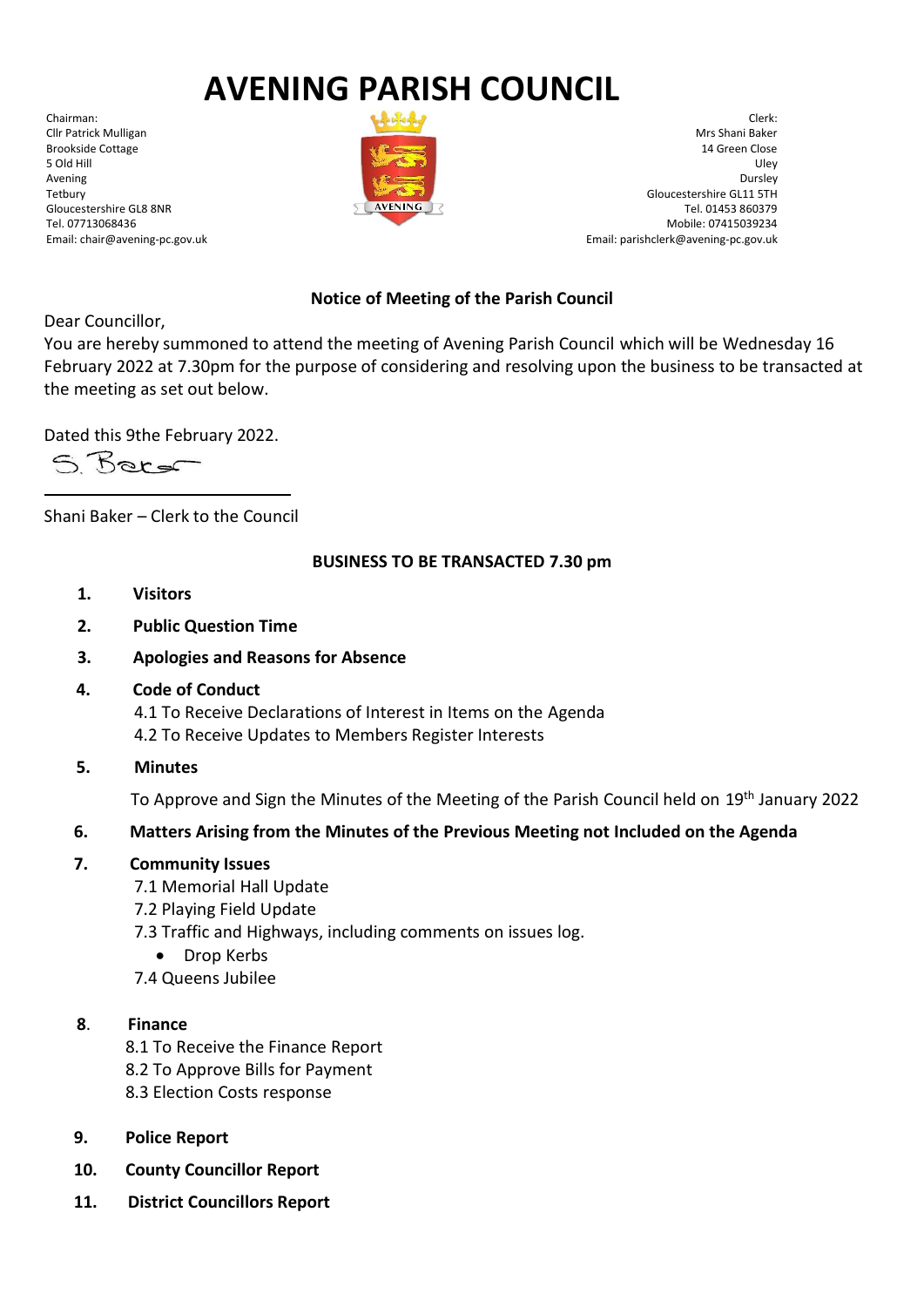# AVENING PARISH COUNCIL

Chairman:
Cllr Patrick Mulligan
Brookside Cottage
5 Old Hill
Avening
Tetbury
Gloucestershire GL8 8NR
Tel. 07713068436
Email: chair@avening-pc.gov.uk

Clerk:
Mrs Shani Baker
14 Green Close
Uley
Dursley
Gloucestershire GL11 5TH
Tel. 01453 860379
Mobile: 07415039234
Email: parishclerk@avening-pc.gov.uk

## Notice of Meeting of the Parish Council

Dear Councillor,
You are hereby summoned to attend the meeting of Avening Parish Council which will be Wednesday 16 February 2022 at 7.30pm for the purpose of considering and resolving upon the business to be transacted at the meeting as set out below.

Dated this 9the February 2022.

S. Baker

Shani Baker – Clerk to the Council

## BUSINESS TO BE TRANSACTED 7.30 pm

1. **Visitors**
2. **Public Question Time**
3. **Apologies and Reasons for Absence**
4. **Code of Conduct**
   4.1 To Receive Declarations of Interest in Items on the Agenda
   4.2 To Receive Updates to Members Register Interests
5. **Minutes**
   To Approve and Sign the Minutes of the Meeting of the Parish Council held on 19th January 2022
6. **Matters Arising from the Minutes of the Previous Meeting not Included on the Agenda**
7. **Community Issues**
   7.1 Memorial Hall Update
   7.2 Playing Field Update
   7.3 Traffic and Highways, including comments on issues log.
   - Drop Kerbs

   7.4 Queens Jubilee
8. **Finance**
   8.1 To Receive the Finance Report
   8.2 To Approve Bills for Payment
   8.3 Election Costs response
9. **Police Report**
10. **County Councillor Report**
11. **District Councillors Report**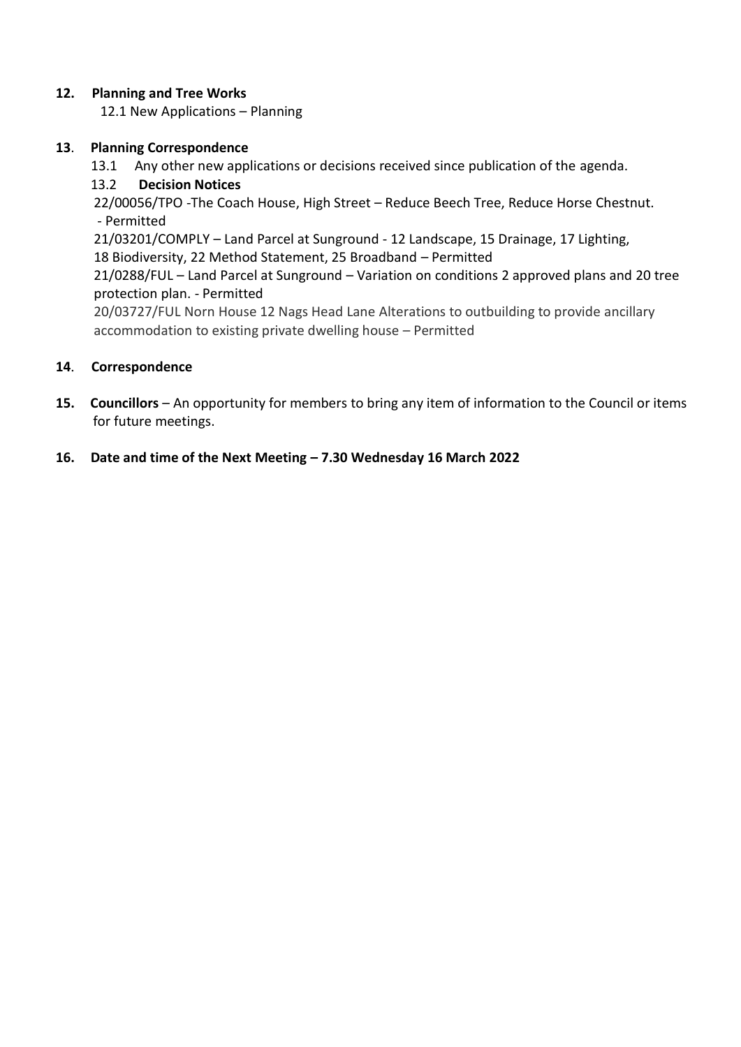**12. Planning and Tree Works**

12.1 New Applications – Planning

**13. Planning Correspondence**

13.1 Any other new applications or decisions received since publication of the agenda.

13.2 **Decision Notices**

22/00056/TPO -The Coach House, High Street – Reduce Beech Tree, Reduce Horse Chestnut. - Permitted

21/03201/COMPLY – Land Parcel at Sunground - 12 Landscape, 15 Drainage, 17 Lighting, 18 Biodiversity, 22 Method Statement, 25 Broadband – Permitted

21/0288/FUL – Land Parcel at Sunground – Variation on conditions 2 approved plans and 20 tree protection plan. - Permitted

20/03727/FUL Norn House 12 Nags Head Lane Alterations to outbuilding to provide ancillary accommodation to existing private dwelling house – Permitted

**14. Correspondence**

**15. Councillors** – An opportunity for members to bring any item of information to the Council or items for future meetings.

**16. Date and time of the Next Meeting – 7.30 Wednesday 16 March 2022**